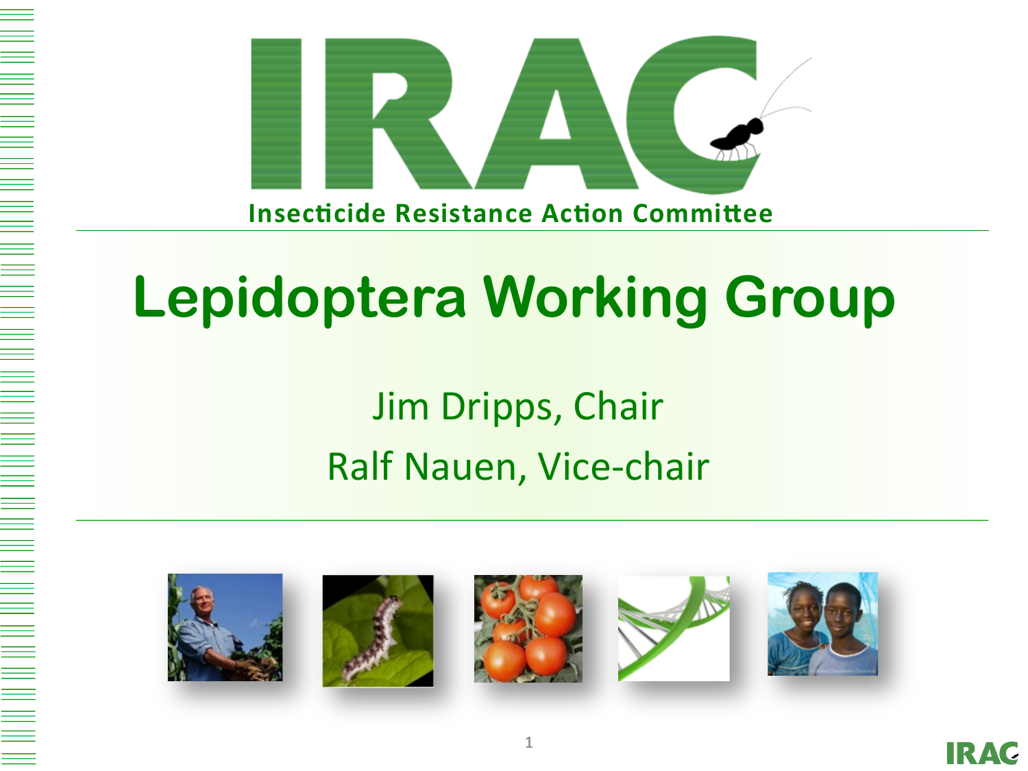IRAC

Insecticide Resistance Action Committee

# Lepidoptera Working Group

Jim Dripps, Chair

Ralf Nauen, Vice-chair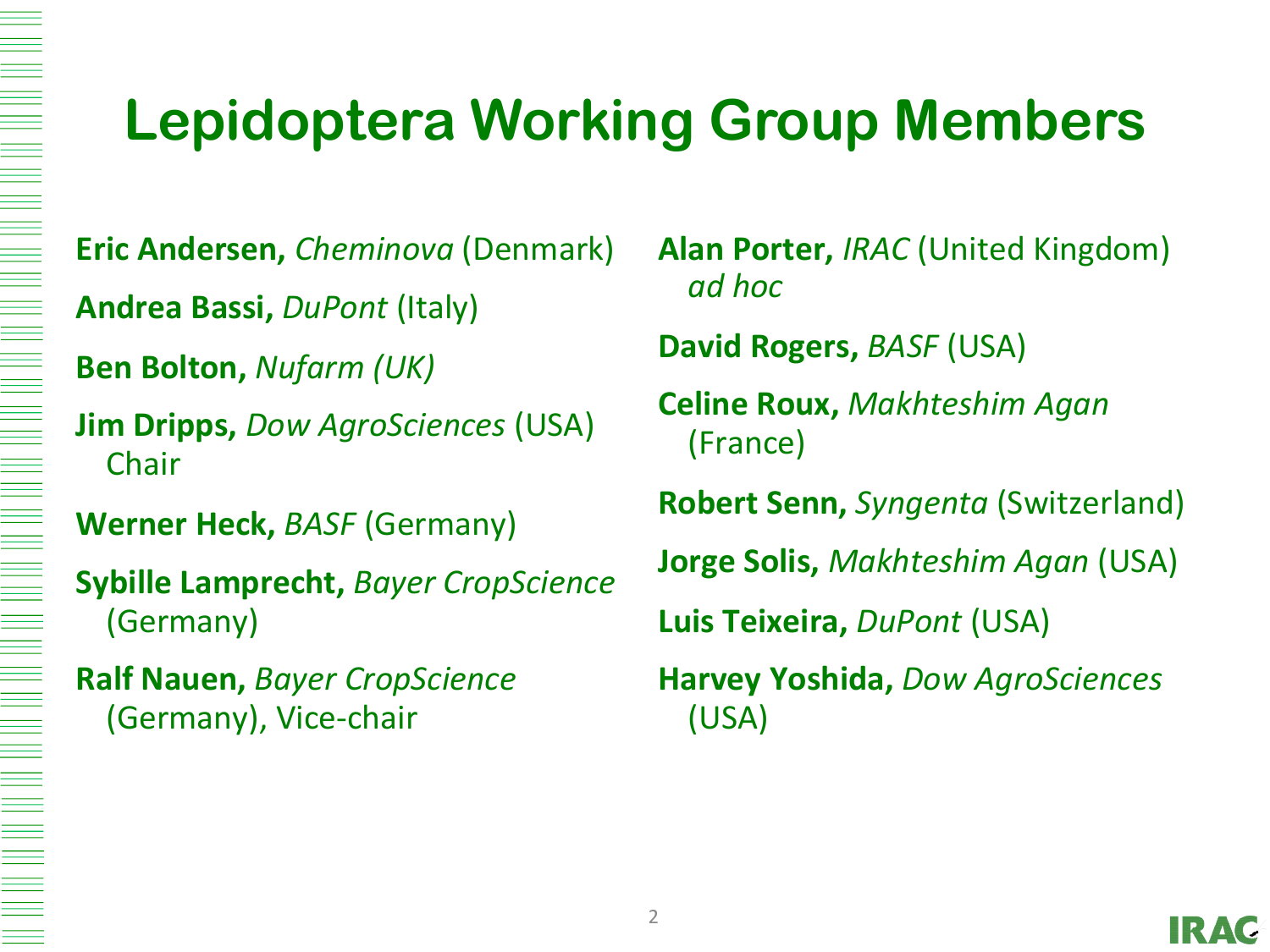# Lepidoptera Working Group Members

**Eric Andersen,** *Cheminova* (Denmark)

**Andrea Bassi,** *DuPont* (Italy)

**Ben Bolton,** *Nufarm (UK)*

**Jim Dripps,** *Dow AgroSciences* (USA) Chair

**Werner Heck,** *BASF* (Germany)

**Sybille Lamprecht,** *Bayer CropScience* (Germany)

**Ralf Nauen,** *Bayer CropScience* (Germany), Vice-chair

**Alan Porter,** *IRAC* (United Kingdom) *ad hoc*

**David Rogers,** *BASF* (USA)

**Celine Roux,** *Makhteshim Agan* (France)

**Robert Senn,** *Syngenta* (Switzerland)

**Jorge Solis,** *Makhteshim Agan* (USA)

**Luis Teixeira,** *DuPont* (USA)

**Harvey Yoshida,** *Dow AgroSciences* (USA)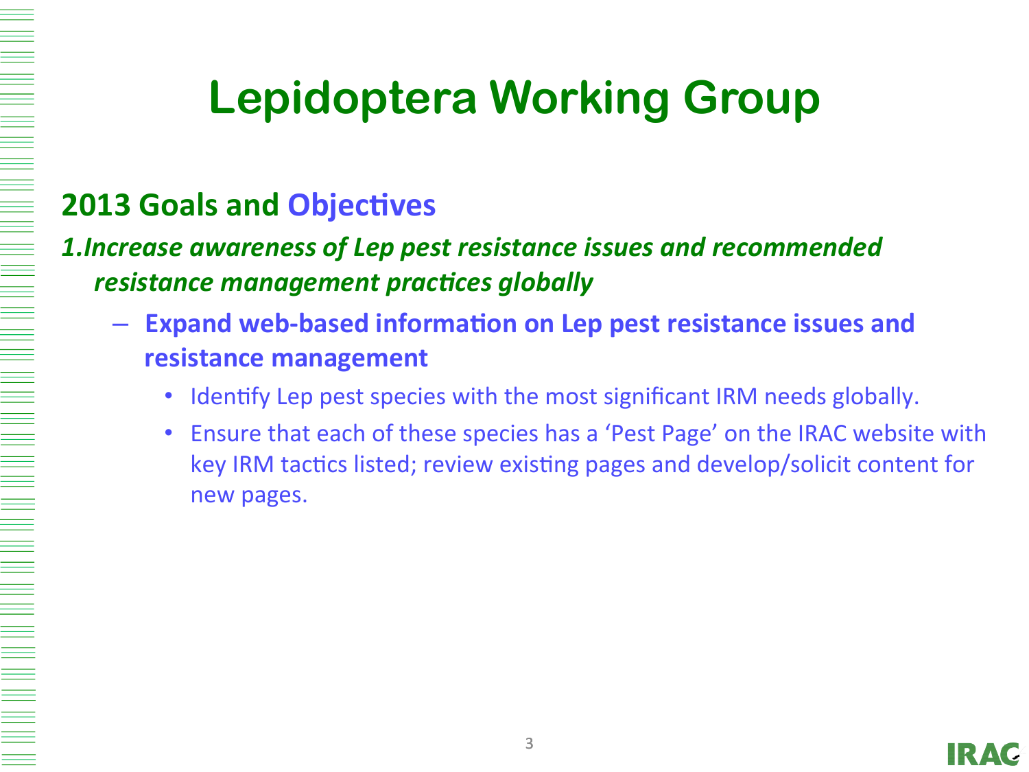# Lepidoptera Working Group

## 2013 Goals and Objectives

***1. Increase awareness of Lep pest resistance issues and recommended resistance management practices globally***

- **Expand web-based information on Lep pest resistance issues and resistance management**
  - Identify Lep pest species with the most significant IRM needs globally.
  - Ensure that each of these species has a 'Pest Page' on the IRAC website with key IRM tactics listed; review existing pages and develop/solicit content for new pages.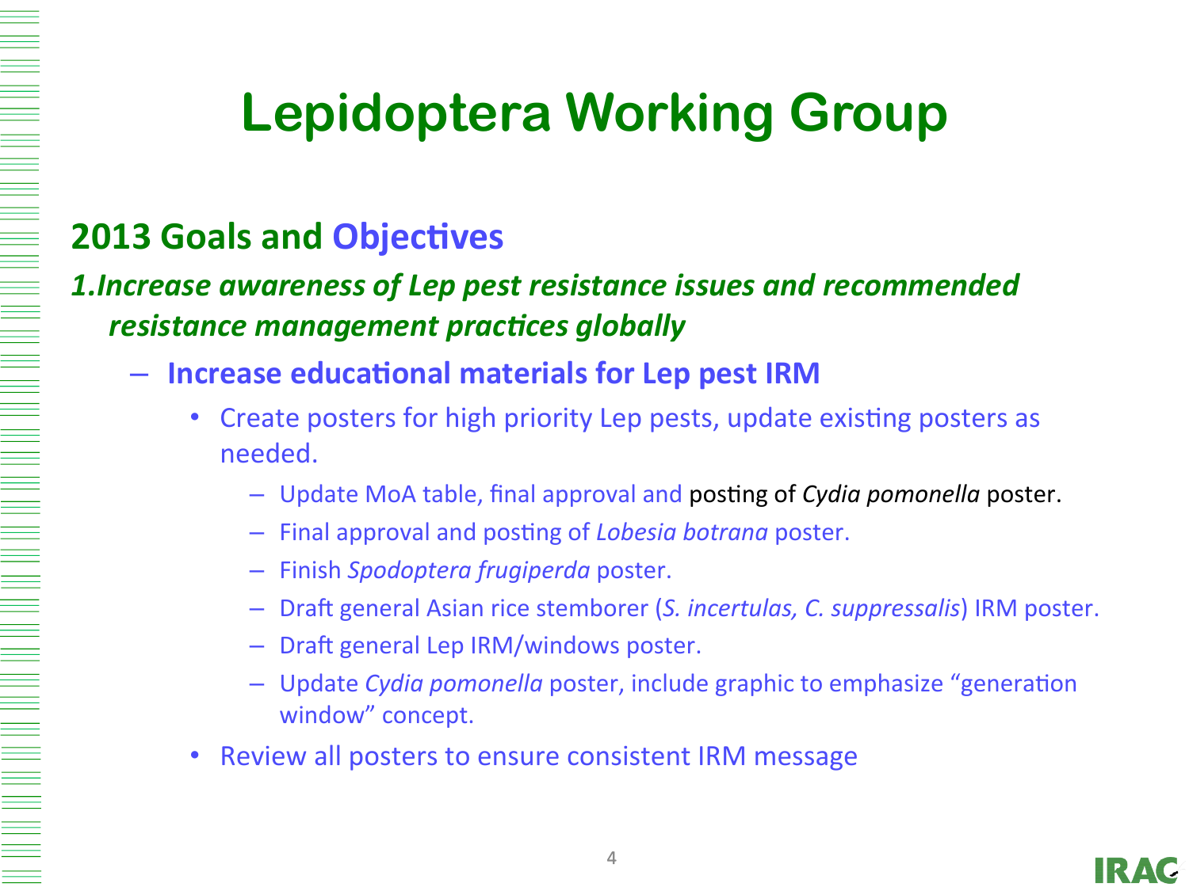# Lepidoptera Working Group

## 2013 Goals and Objectives

***1. Increase awareness of Lep pest resistance issues and recommended resistance management practices globally***

- **Increase educational materials for Lep pest IRM**
  - Create posters for high priority Lep pests, update existing posters as needed.
    - Update MoA table, final approval and posting of *Cydia pomonella* poster.
    - Final approval and posting of *Lobesia botrana* poster.
    - Finish *Spodoptera frugiperda* poster.
    - Draft general Asian rice stemborer (*S. incertulas, C. suppressalis*) IRM poster.
    - Draft general Lep IRM/windows poster.
    - Update *Cydia pomonella* poster, include graphic to emphasize "generation window" concept.
  - Review all posters to ensure consistent IRM message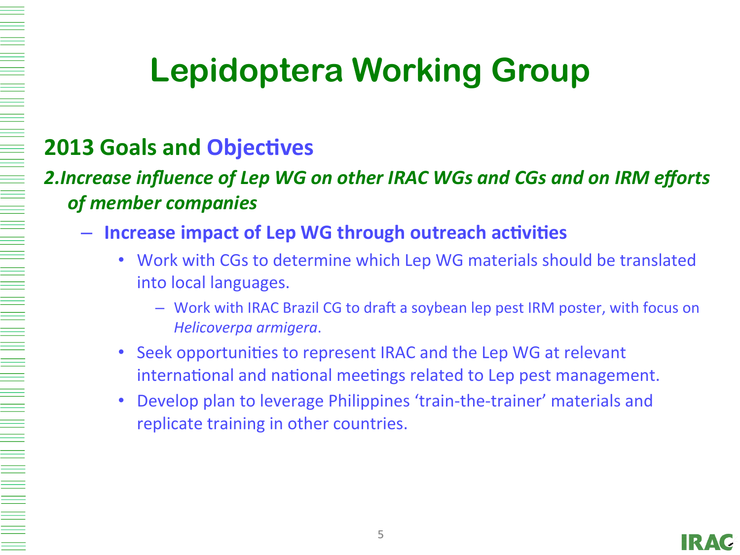# Lepidoptera Working Group

## 2013 Goals and Objectives

***2.Increase influence of Lep WG on other IRAC WGs and CGs and on IRM efforts of member companies***

- **Increase impact of Lep WG through outreach activities**
  - Work with CGs to determine which Lep WG materials should be translated into local languages.
    - Work with IRAC Brazil CG to draft a soybean lep pest IRM poster, with focus on *Helicoverpa armigera*.
  - Seek opportunities to represent IRAC and the Lep WG at relevant international and national meetings related to Lep pest management.
  - Develop plan to leverage Philippines 'train-the-trainer' materials and replicate training in other countries.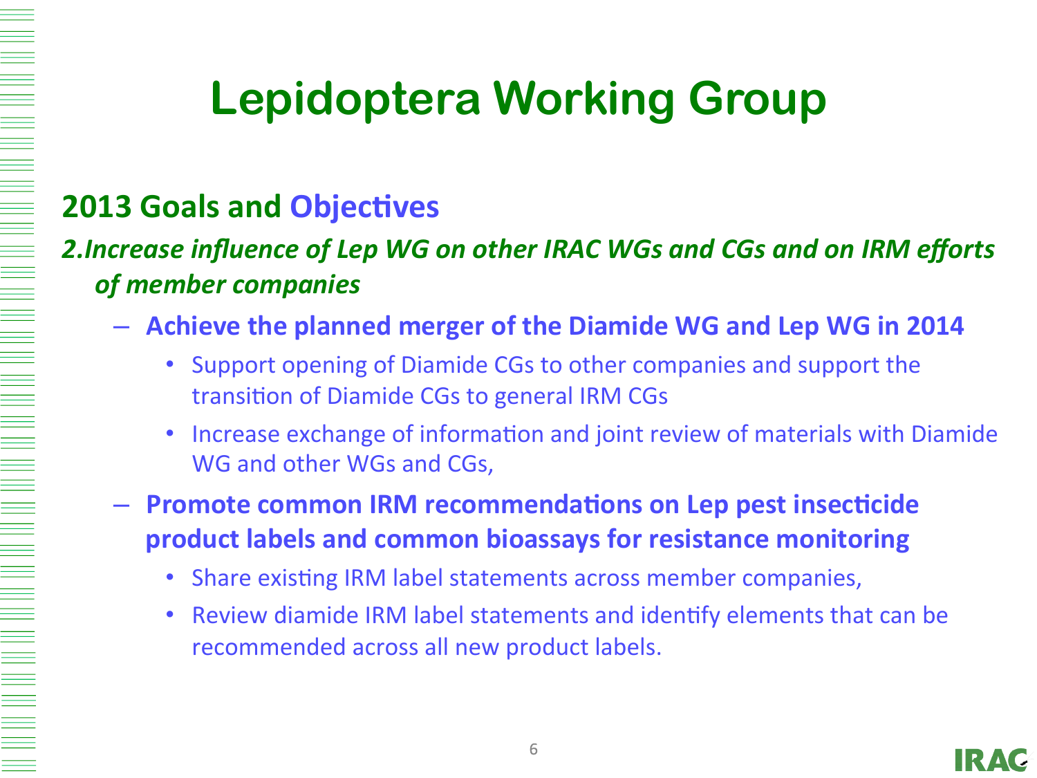# Lepidoptera Working Group

## 2013 Goals and Objectives

***2.Increase influence of Lep WG on other IRAC WGs and CGs and on IRM efforts of member companies***

- **Achieve the planned merger of the Diamide WG and Lep WG in 2014**
  - Support opening of Diamide CGs to other companies and support the transition of Diamide CGs to general IRM CGs
  - Increase exchange of information and joint review of materials with Diamide WG and other WGs and CGs,
- **Promote common IRM recommendations on Lep pest insecticide product labels and common bioassays for resistance monitoring**
  - Share existing IRM label statements across member companies,
  - Review diamide IRM label statements and identify elements that can be recommended across all new product labels.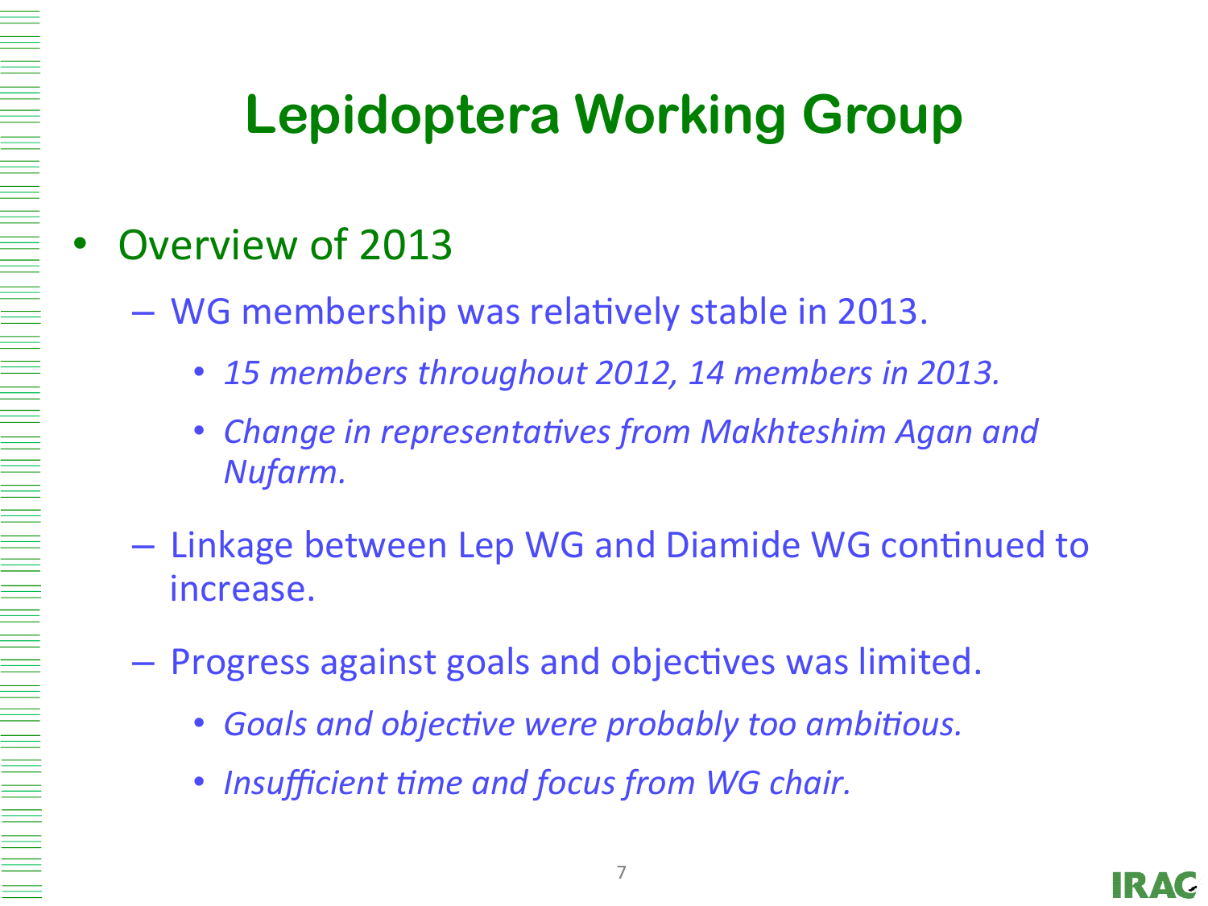# Lepidoptera Working Group

- Overview of 2013
  - WG membership was relatively stable in 2013.
    - *15 members throughout 2012, 14 members in 2013.*
    - *Change in representatives from Makhteshim Agan and Nufarm.*
  - Linkage between Lep WG and Diamide WG continued to increase.
  - Progress against goals and objectives was limited.
    - *Goals and objective were probably too ambitious.*
    - *Insufficient time and focus from WG chair.*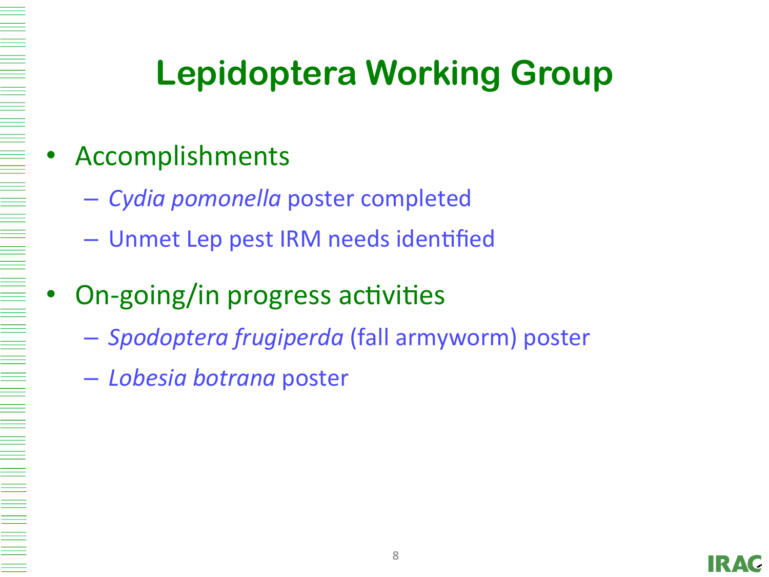# Lepidoptera Working Group

- Accomplishments
  - *Cydia pomonella* poster completed
  - Unmet Lep pest IRM needs identified
- On-going/in progress activities
  - *Spodoptera frugiperda* (fall armyworm) poster
  - *Lobesia botrana* poster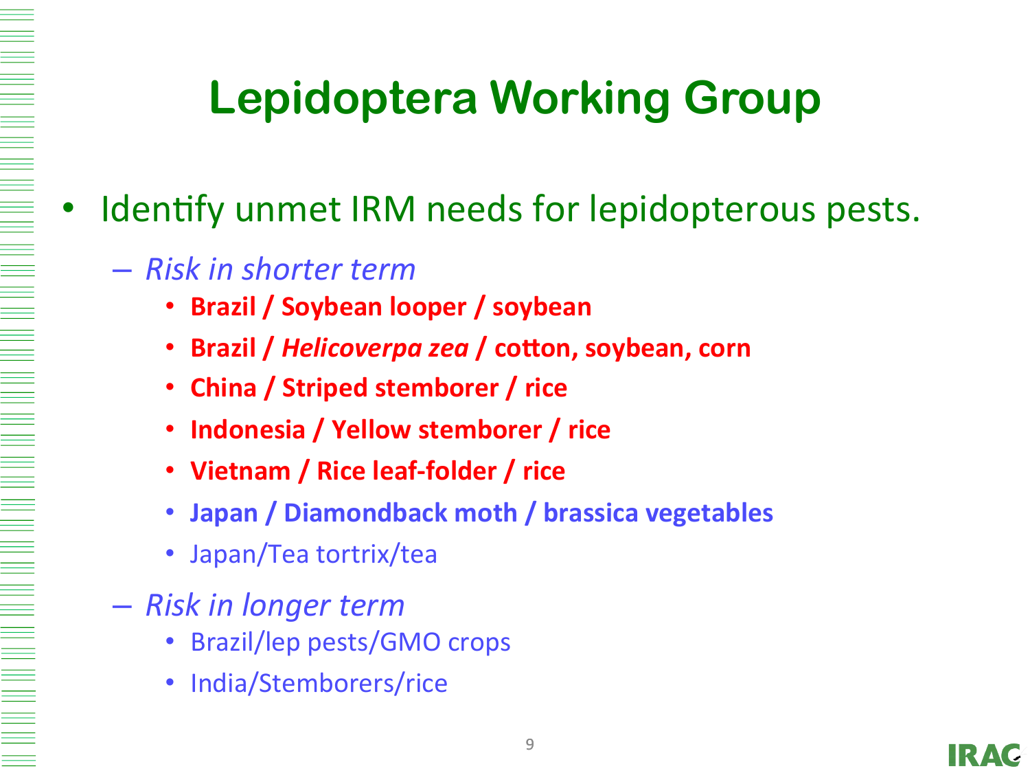# Lepidoptera Working Group

- Identify unmet IRM needs for lepidopterous pests.
  - *Risk in shorter term*
    - **Brazil / Soybean looper / soybean**
    - **Brazil / *Helicoverpa zea* / cotton, soybean, corn**
    - **China / Striped stemborer / rice**
    - **Indonesia / Yellow stemborer / rice**
    - **Vietnam / Rice leaf-folder / rice**
    - **Japan / Diamondback moth / brassica vegetables**
    - Japan/Tea tortrix/tea
  - *Risk in longer term*
    - Brazil/lep pests/GMO crops
    - India/Stemborers/rice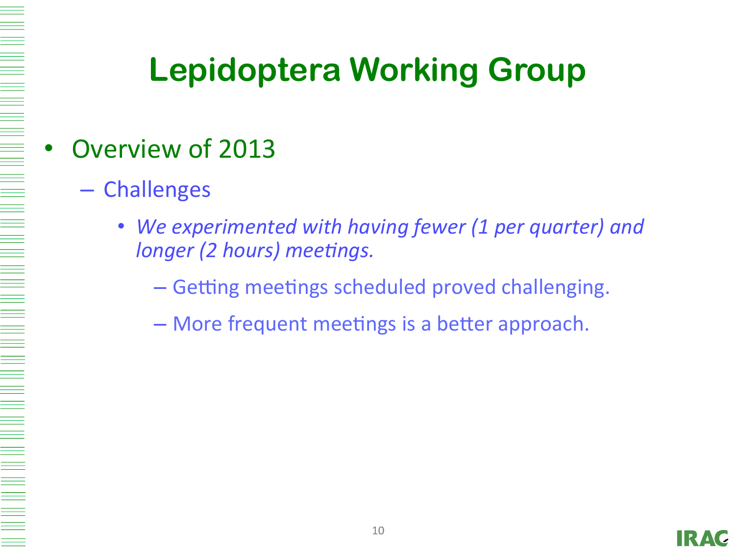# Lepidoptera Working Group

- Overview of 2013
  - Challenges
    - *We experimented with having fewer (1 per quarter) and longer (2 hours) meetings.*
      - Getting meetings scheduled proved challenging.
      - More frequent meetings is a better approach.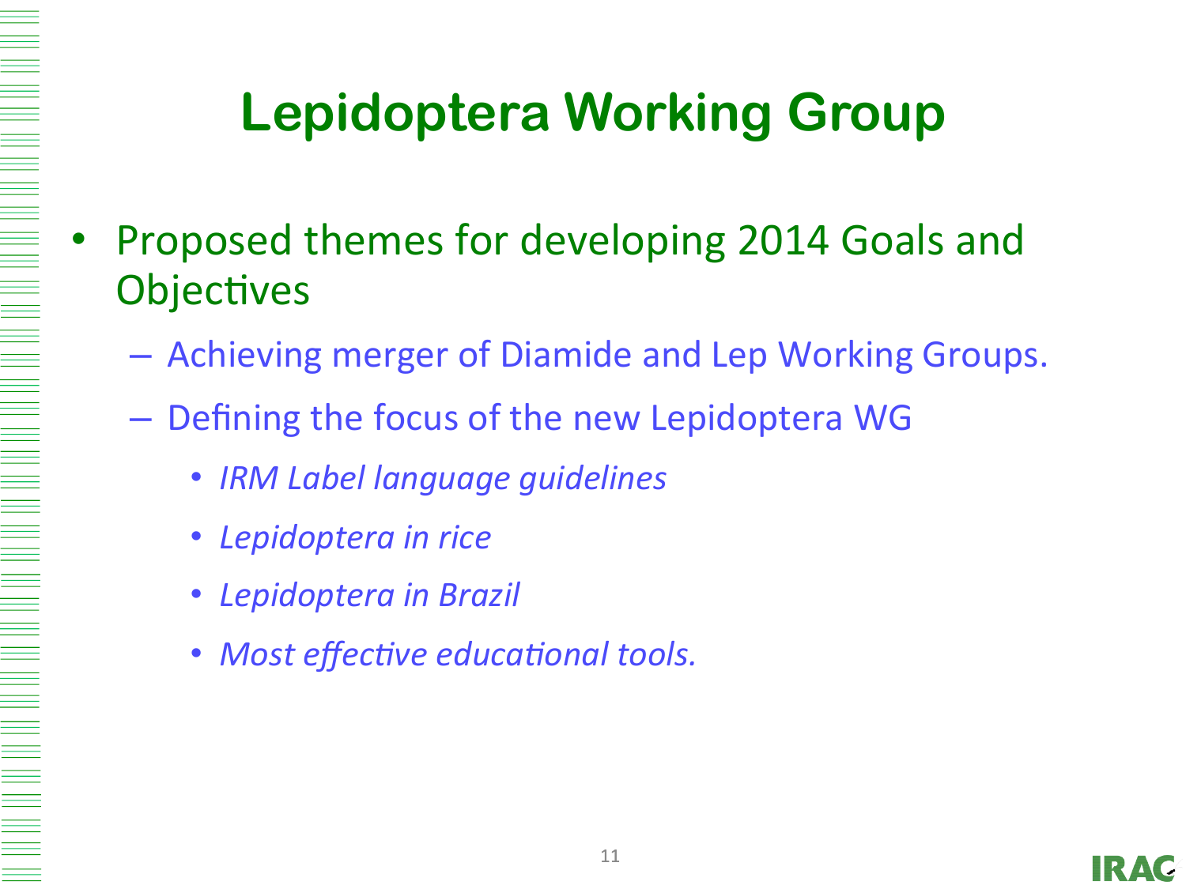# Lepidoptera Working Group

- Proposed themes for developing 2014 Goals and Objectives
  - Achieving merger of Diamide and Lep Working Groups.
  - Defining the focus of the new Lepidoptera WG
    - *IRM Label language guidelines*
    - *Lepidoptera in rice*
    - *Lepidoptera in Brazil*
    - *Most effective educational tools.*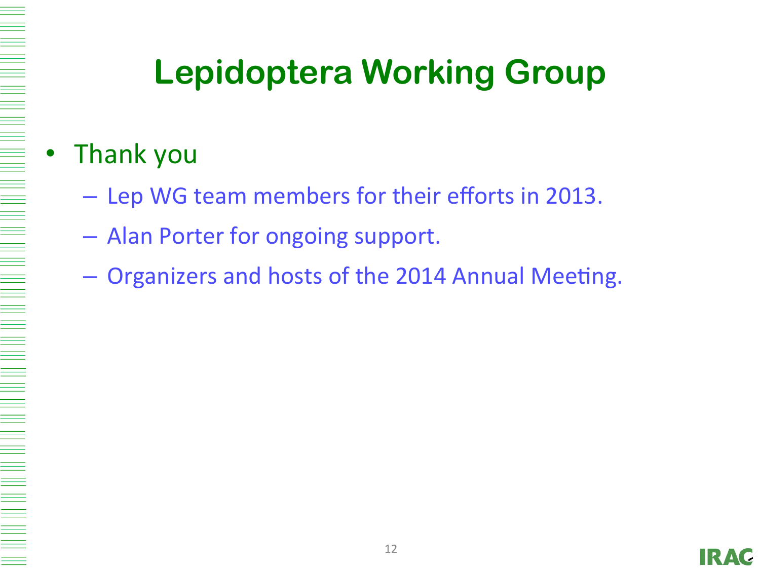# Lepidoptera Working Group

- Thank you
  - Lep WG team members for their efforts in 2013.
  - Alan Porter for ongoing support.
  - Organizers and hosts of the 2014 Annual Meeting.

IRAC